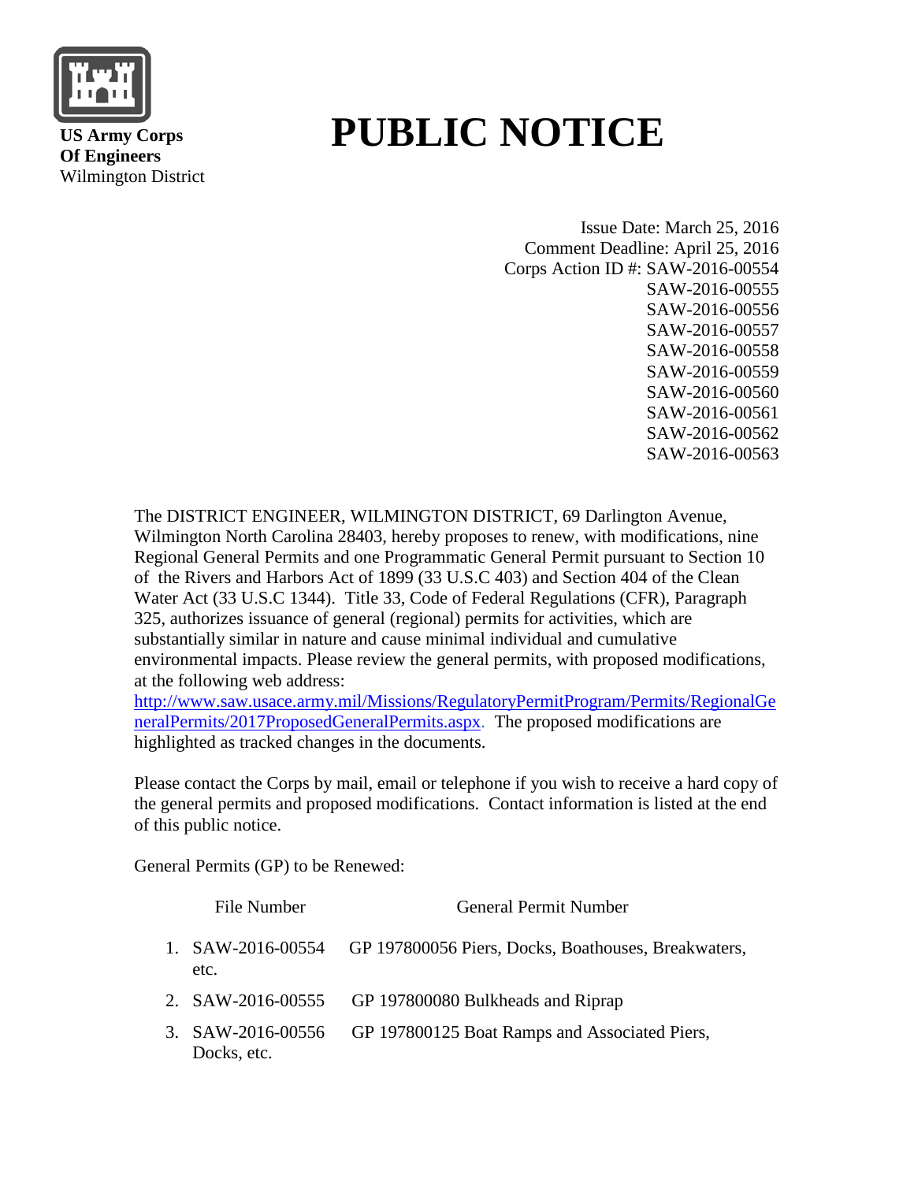**US Army Corps Of Engineers**
Wilmington District

# PUBLIC NOTICE

Issue Date: March 25, 2016
Comment Deadline: April 25, 2016
Corps Action ID #: SAW-2016-00554
SAW-2016-00555
SAW-2016-00556
SAW-2016-00557
SAW-2016-00558
SAW-2016-00559
SAW-2016-00560
SAW-2016-00561
SAW-2016-00562
SAW-2016-00563

The DISTRICT ENGINEER, WILMINGTON DISTRICT, 69 Darlington Avenue, Wilmington North Carolina 28403, hereby proposes to renew, with modifications, nine Regional General Permits and one Programmatic General Permit pursuant to Section 10 of the Rivers and Harbors Act of 1899 (33 U.S.C 403) and Section 404 of the Clean Water Act (33 U.S.C 1344). Title 33, Code of Federal Regulations (CFR), Paragraph 325, authorizes issuance of general (regional) permits for activities, which are substantially similar in nature and cause minimal individual and cumulative environmental impacts. Please review the general permits, with proposed modifications, at the following web address: http://www.saw.usace.army.mil/Missions/RegulatoryPermitProgram/Permits/RegionalGeneralPermits/2017ProposedGeneralPermits.aspx. The proposed modifications are highlighted as tracked changes in the documents.

Please contact the Corps by mail, email or telephone if you wish to receive a hard copy of the general permits and proposed modifications. Contact information is listed at the end of this public notice.

General Permits (GP) to be Renewed:

| | File Number | General Permit Number |
|---|---|---|
| 1. | SAW-2016-00554 | GP 197800056 Piers, Docks, Boathouses, Breakwaters, etc. |
| 2. | SAW-2016-00555 | GP 197800080 Bulkheads and Riprap |
| 3. | SAW-2016-00556 | GP 197800125 Boat Ramps and Associated Piers, Docks, etc. |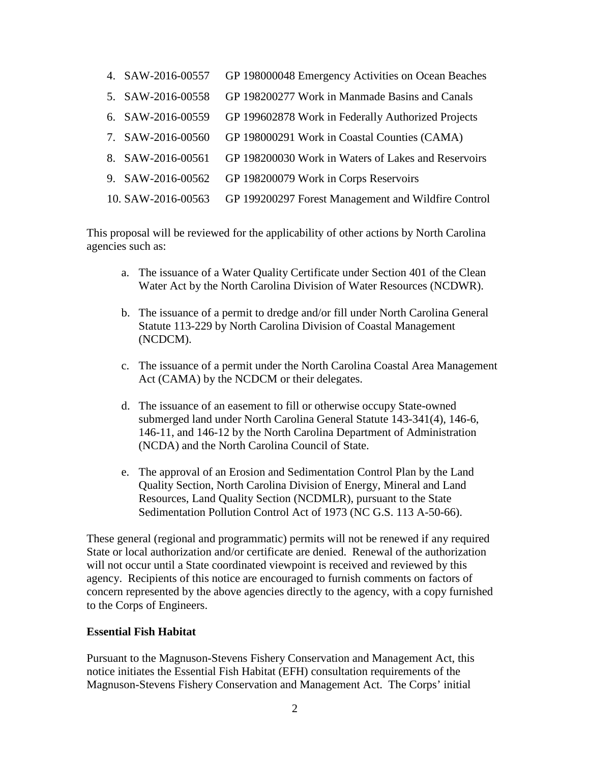4. SAW-2016-00557 GP 198000048 Emergency Activities on Ocean Beaches
5. SAW-2016-00558 GP 198200277 Work in Manmade Basins and Canals
6. SAW-2016-00559 GP 199602878 Work in Federally Authorized Projects
7. SAW-2016-00560 GP 198000291 Work in Coastal Counties (CAMA)
8. SAW-2016-00561 GP 198200030 Work in Waters of Lakes and Reservoirs
9. SAW-2016-00562 GP 198200079 Work in Corps Reservoirs
10. SAW-2016-00563 GP 199200297 Forest Management and Wildfire Control

This proposal will be reviewed for the applicability of other actions by North Carolina agencies such as:

a. The issuance of a Water Quality Certificate under Section 401 of the Clean Water Act by the North Carolina Division of Water Resources (NCDWR).

b. The issuance of a permit to dredge and/or fill under North Carolina General Statute 113-229 by North Carolina Division of Coastal Management (NCDCM).

c. The issuance of a permit under the North Carolina Coastal Area Management Act (CAMA) by the NCDCM or their delegates.

d. The issuance of an easement to fill or otherwise occupy State-owned submerged land under North Carolina General Statute 143-341(4), 146-6, 146-11, and 146-12 by the North Carolina Department of Administration (NCDA) and the North Carolina Council of State.

e. The approval of an Erosion and Sedimentation Control Plan by the Land Quality Section, North Carolina Division of Energy, Mineral and Land Resources, Land Quality Section (NCDMLR), pursuant to the State Sedimentation Pollution Control Act of 1973 (NC G.S. 113 A-50-66).

These general (regional and programmatic) permits will not be renewed if any required State or local authorization and/or certificate are denied. Renewal of the authorization will not occur until a State coordinated viewpoint is received and reviewed by this agency. Recipients of this notice are encouraged to furnish comments on factors of concern represented by the above agencies directly to the agency, with a copy furnished to the Corps of Engineers.

**Essential Fish Habitat**

Pursuant to the Magnuson-Stevens Fishery Conservation and Management Act, this notice initiates the Essential Fish Habitat (EFH) consultation requirements of the Magnuson-Stevens Fishery Conservation and Management Act. The Corps' initial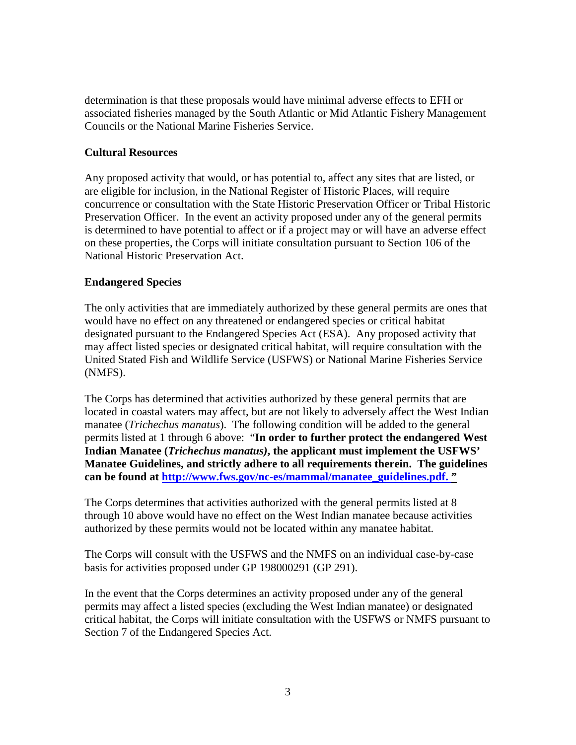determination is that these proposals would have minimal adverse effects to EFH or associated fisheries managed by the South Atlantic or Mid Atlantic Fishery Management Councils or the National Marine Fisheries Service.

**Cultural Resources**

Any proposed activity that would, or has potential to, affect any sites that are listed, or are eligible for inclusion, in the National Register of Historic Places, will require concurrence or consultation with the State Historic Preservation Officer or Tribal Historic Preservation Officer. In the event an activity proposed under any of the general permits is determined to have potential to affect or if a project may or will have an adverse effect on these properties, the Corps will initiate consultation pursuant to Section 106 of the National Historic Preservation Act.

**Endangered Species**

The only activities that are immediately authorized by these general permits are ones that would have no effect on any threatened or endangered species or critical habitat designated pursuant to the Endangered Species Act (ESA). Any proposed activity that may affect listed species or designated critical habitat, will require consultation with the United Stated Fish and Wildlife Service (USFWS) or National Marine Fisheries Service (NMFS).

The Corps has determined that activities authorized by these general permits that are located in coastal waters may affect, but are not likely to adversely affect the West Indian manatee (*Trichechus manatus*). The following condition will be added to the general permits listed at 1 through 6 above: "**In order to further protect the endangered West Indian Manatee (*Trichechus manatus)*, the applicant must implement the USFWS' Manatee Guidelines, and strictly adhere to all requirements therein. The guidelines can be found at [http://www.fws.gov/nc-es/mammal/manatee_guidelines.pdf.](http://www.fws.gov/nc-es/mammal/manatee_guidelines.pdf) "**

The Corps determines that activities authorized with the general permits listed at 8 through 10 above would have no effect on the West Indian manatee because activities authorized by these permits would not be located within any manatee habitat.

The Corps will consult with the USFWS and the NMFS on an individual case-by-case basis for activities proposed under GP 198000291 (GP 291).

In the event that the Corps determines an activity proposed under any of the general permits may affect a listed species (excluding the West Indian manatee) or designated critical habitat, the Corps will initiate consultation with the USFWS or NMFS pursuant to Section 7 of the Endangered Species Act.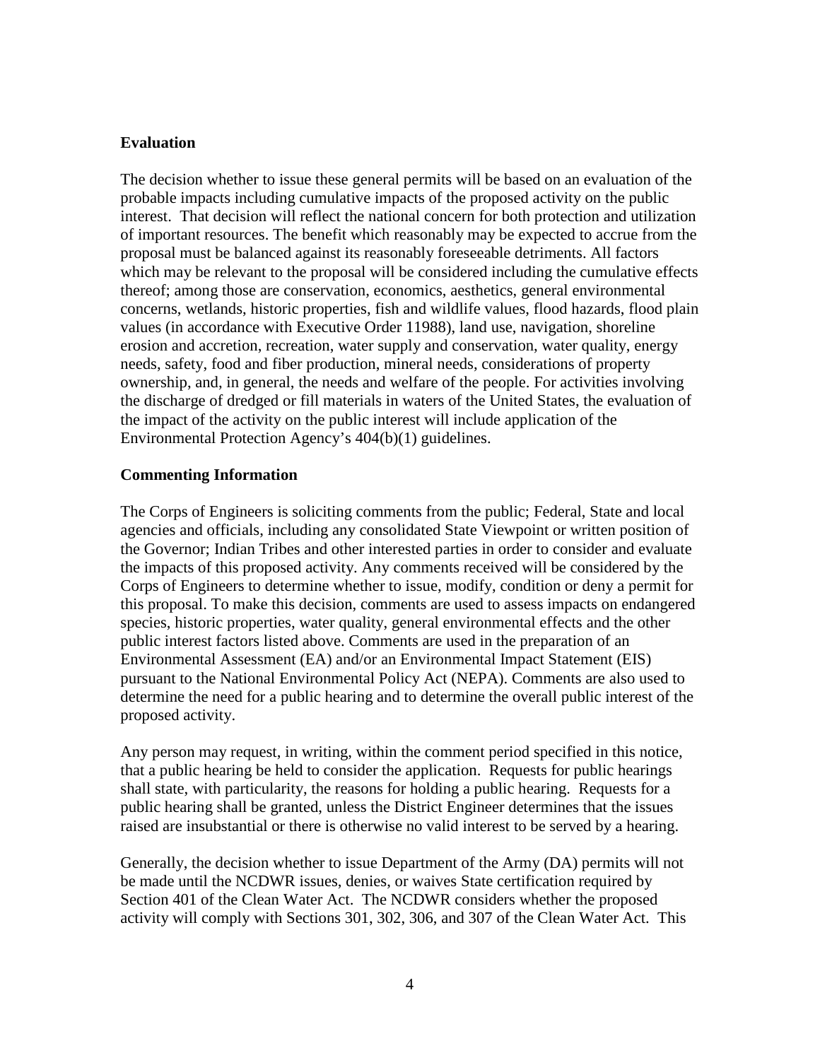## Evaluation

The decision whether to issue these general permits will be based on an evaluation of the probable impacts including cumulative impacts of the proposed activity on the public interest. That decision will reflect the national concern for both protection and utilization of important resources. The benefit which reasonably may be expected to accrue from the proposal must be balanced against its reasonably foreseeable detriments. All factors which may be relevant to the proposal will be considered including the cumulative effects thereof; among those are conservation, economics, aesthetics, general environmental concerns, wetlands, historic properties, fish and wildlife values, flood hazards, flood plain values (in accordance with Executive Order 11988), land use, navigation, shoreline erosion and accretion, recreation, water supply and conservation, water quality, energy needs, safety, food and fiber production, mineral needs, considerations of property ownership, and, in general, the needs and welfare of the people. For activities involving the discharge of dredged or fill materials in waters of the United States, the evaluation of the impact of the activity on the public interest will include application of the Environmental Protection Agency's 404(b)(1) guidelines.

## Commenting Information

The Corps of Engineers is soliciting comments from the public; Federal, State and local agencies and officials, including any consolidated State Viewpoint or written position of the Governor; Indian Tribes and other interested parties in order to consider and evaluate the impacts of this proposed activity. Any comments received will be considered by the Corps of Engineers to determine whether to issue, modify, condition or deny a permit for this proposal. To make this decision, comments are used to assess impacts on endangered species, historic properties, water quality, general environmental effects and the other public interest factors listed above. Comments are used in the preparation of an Environmental Assessment (EA) and/or an Environmental Impact Statement (EIS) pursuant to the National Environmental Policy Act (NEPA). Comments are also used to determine the need for a public hearing and to determine the overall public interest of the proposed activity.

Any person may request, in writing, within the comment period specified in this notice, that a public hearing be held to consider the application. Requests for public hearings shall state, with particularity, the reasons for holding a public hearing. Requests for a public hearing shall be granted, unless the District Engineer determines that the issues raised are insubstantial or there is otherwise no valid interest to be served by a hearing.

Generally, the decision whether to issue Department of the Army (DA) permits will not be made until the NCDWR issues, denies, or waives State certification required by Section 401 of the Clean Water Act. The NCDWR considers whether the proposed activity will comply with Sections 301, 302, 306, and 307 of the Clean Water Act. This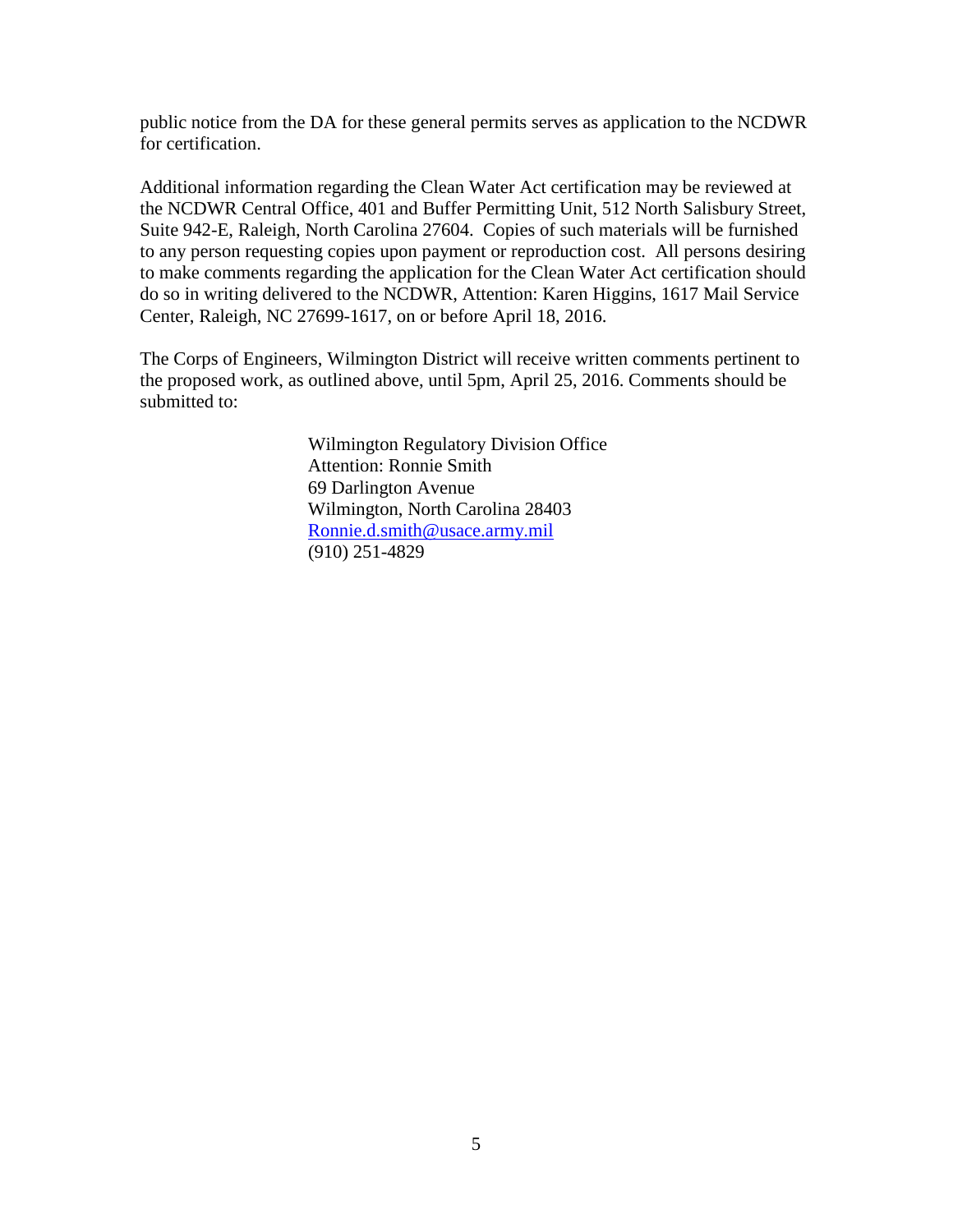public notice from the DA for these general permits serves as application to the NCDWR for certification.

Additional information regarding the Clean Water Act certification may be reviewed at the NCDWR Central Office, 401 and Buffer Permitting Unit, 512 North Salisbury Street, Suite 942-E, Raleigh, North Carolina 27604. Copies of such materials will be furnished to any person requesting copies upon payment or reproduction cost. All persons desiring to make comments regarding the application for the Clean Water Act certification should do so in writing delivered to the NCDWR, Attention: Karen Higgins, 1617 Mail Service Center, Raleigh, NC 27699-1617, on or before April 18, 2016.

The Corps of Engineers, Wilmington District will receive written comments pertinent to the proposed work, as outlined above, until 5pm, April 25, 2016. Comments should be submitted to:

Wilmington Regulatory Division Office
Attention: Ronnie Smith
69 Darlington Avenue
Wilmington, North Carolina 28403
Ronnie.d.smith@usace.army.mil
(910) 251-4829